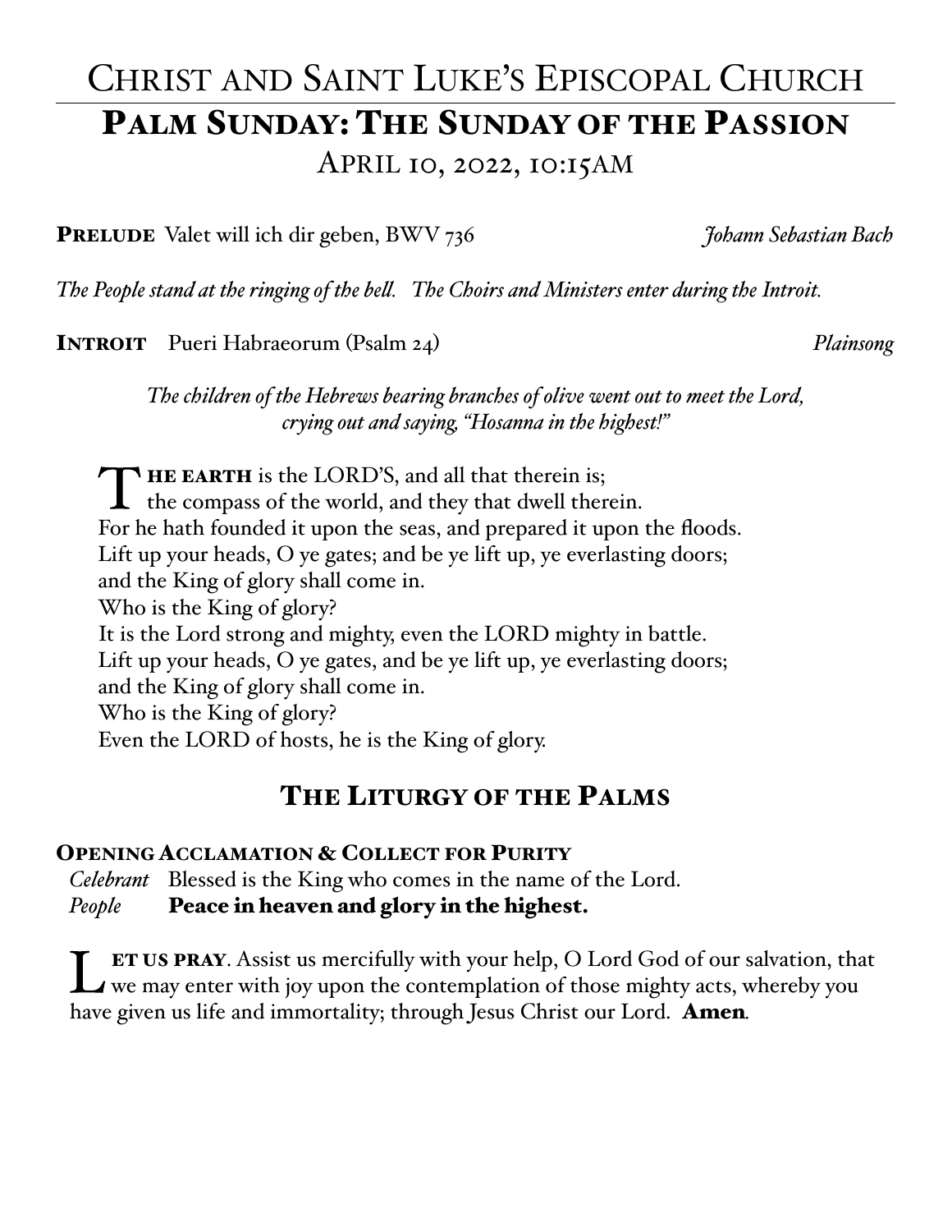# Christ and Saint Luke's Episcopal Church

## Palm Sunday: The Sunday of the Passion

April 10, 2022, 10:15AM

**Prelude** Valet will ich dir geben, BWV 736 *Johann Sebastian Bach*

*The People stand at the ringing of the bell. The Choirs and Ministers enter during the Introit.*

**Introit** Pueri Habraeorum (Psalm 24) *Plainsong*

*The children of the Hebrews bearing branches of olive went out to meet the Lord, crying out and saying, "Hosanna in the highest!"*

**The earth** is the LORD'S, and all that therein is;
the compass of the world, and they that dwell therein.
For he hath founded it upon the seas, and prepared it upon the floods.
Lift up your heads, O ye gates; and be ye lift up, ye everlasting doors;
and the King of glory shall come in.
Who is the King of glory?
It is the Lord strong and mighty, even the LORD mighty in battle.
Lift up your heads, O ye gates, and be ye lift up, ye everlasting doors;
and the King of glory shall come in.
Who is the King of glory?
Even the LORD of hosts, he is the King of glory.

## The Liturgy of the Palms

### Opening Acclamation & Collect for Purity

*Celebrant* Blessed is the King who comes in the name of the Lord.
*People* **Peace in heaven and glory in the highest.**

**Let us pray**. Assist us mercifully with your help, O Lord God of our salvation, that we may enter with joy upon the contemplation of those mighty acts, whereby you have given us life and immortality; through Jesus Christ our Lord. **Amen**.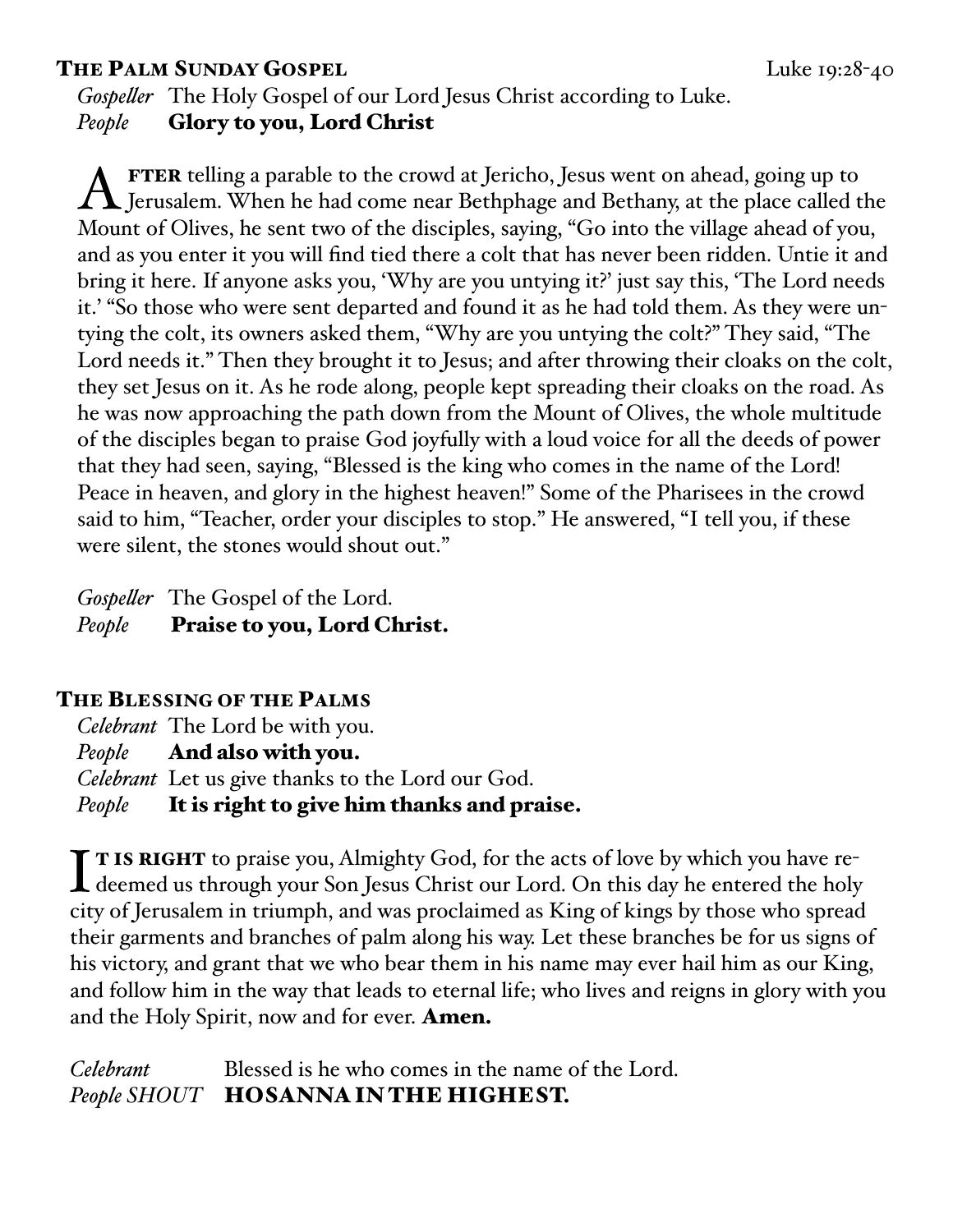## The Palm Sunday Gospel

Luke 19:28-40

*Gospeller* The Holy Gospel of our Lord Jesus Christ according to Luke.
*People* **Glory to you, Lord Christ**

After telling a parable to the crowd at Jericho, Jesus went on ahead, going up to Jerusalem. When he had come near Bethphage and Bethany, at the place called the Mount of Olives, he sent two of the disciples, saying, "Go into the village ahead of you, and as you enter it you will find tied there a colt that has never been ridden. Untie it and bring it here. If anyone asks you, 'Why are you untying it?' just say this, 'The Lord needs it.' "So those who were sent departed and found it as he had told them. As they were untying the colt, its owners asked them, "Why are you untying the colt?" They said, "The Lord needs it." Then they brought it to Jesus; and after throwing their cloaks on the colt, they set Jesus on it. As he rode along, people kept spreading their cloaks on the road. As he was now approaching the path down from the Mount of Olives, the whole multitude of the disciples began to praise God joyfully with a loud voice for all the deeds of power that they had seen, saying, "Blessed is the king who comes in the name of the Lord! Peace in heaven, and glory in the highest heaven!" Some of the Pharisees in the crowd said to him, "Teacher, order your disciples to stop." He answered, "I tell you, if these were silent, the stones would shout out."

*Gospeller* The Gospel of the Lord.
*People* **Praise to you, Lord Christ.**

## The Blessing of the Palms

*Celebrant* The Lord be with you.
*People* **And also with you.**
*Celebrant* Let us give thanks to the Lord our God.
*People* **It is right to give him thanks and praise.**

It is right to praise you, Almighty God, for the acts of love by which you have redeemed us through your Son Jesus Christ our Lord. On this day he entered the holy city of Jerusalem in triumph, and was proclaimed as King of kings by those who spread their garments and branches of palm along his way. Let these branches be for us signs of his victory, and grant that we who bear them in his name may ever hail him as our King, and follow him in the way that leads to eternal life; who lives and reigns in glory with you and the Holy Spirit, now and for ever. **Amen.**

*Celebrant* Blessed is he who comes in the name of the Lord.
*People SHOUT* **HOSANNA IN THE HIGHEST.**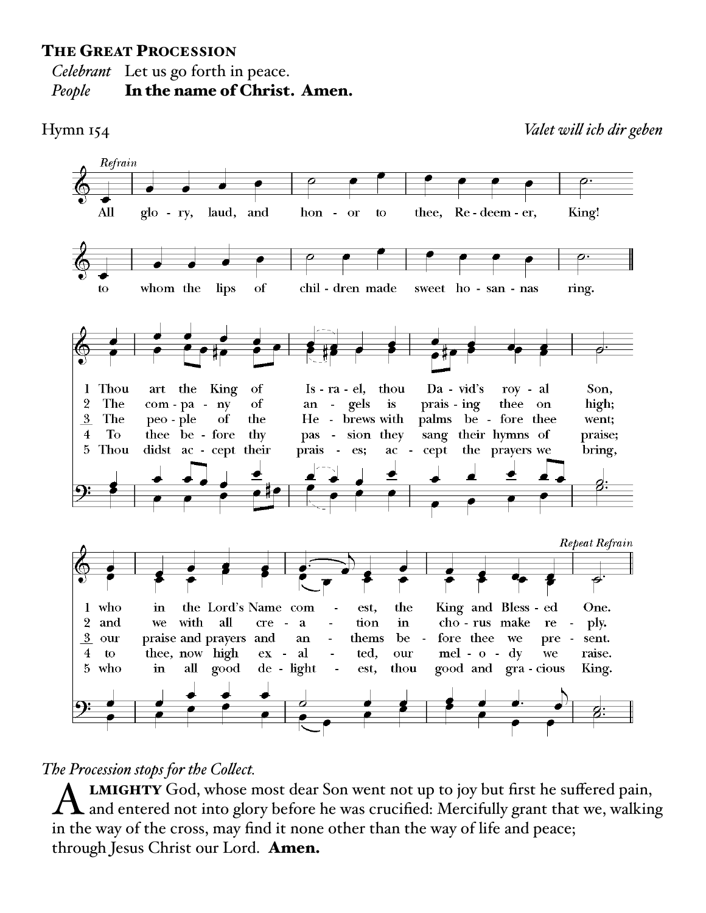## The Great Procession

*Celebrant* Let us go forth in peace.
*People* **In the name of Christ. Amen.**

Hymn 154 *Valet will ich dir geben*

*Refrain*

All glory, laud, and honor to thee, Redeemer, King!
to whom the lips of children made sweet hosannas ring.

1 Thou art the King of Israel, thou David's royal Son,
who in the Lord's Name comest, the King and Blessed One.

2 The company of angels is praising thee on high;
and we with all creation in chorus make reply.

3 The people of the Hebrews with palms before thee went;
our praise and prayers and anthems before thee we present.

4 To thee before thy passion they sang their hymns of praise;
to thee, now high exalted, our melody we raise.

5 Thou didst accept their praises; accept the prayers we bring,
who in all good delightest, thou good and gracious King.

*Repeat Refrain*

*The Procession stops for the Collect.*

**Almighty** God, whose most dear Son went not up to joy but first he suffered pain, and entered not into glory before he was crucified: Mercifully grant that we, walking in the way of the cross, may find it none other than the way of life and peace; through Jesus Christ our Lord. **Amen.**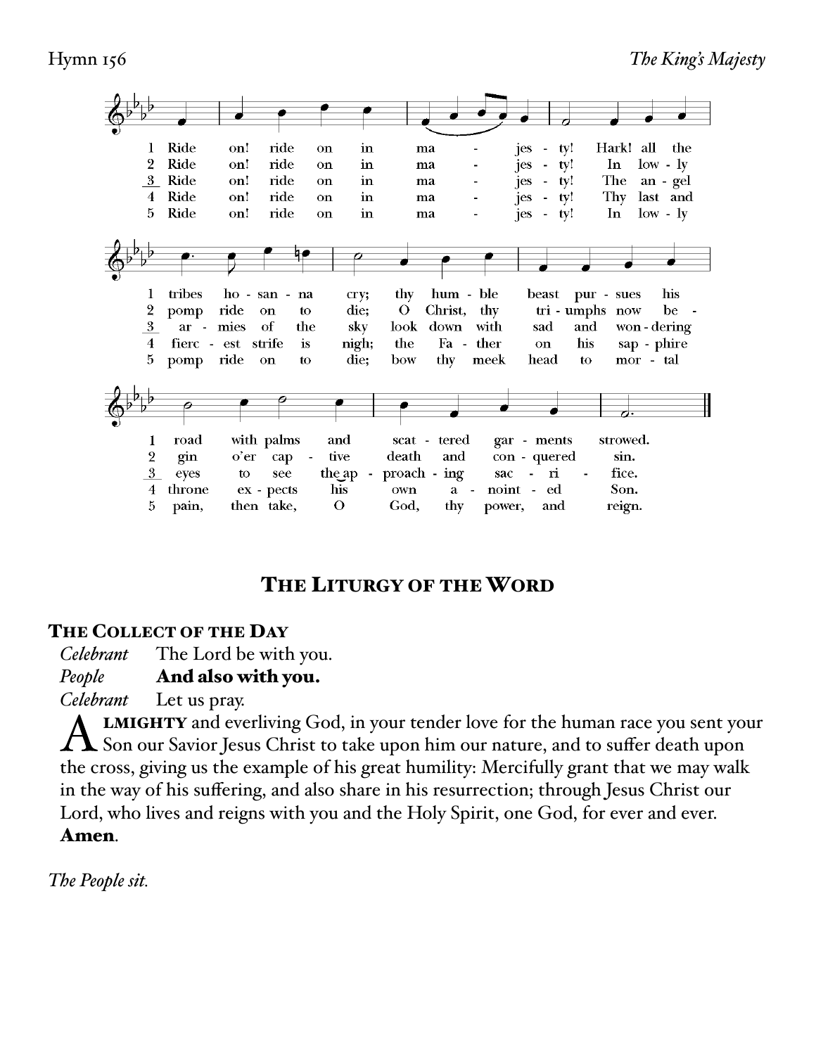Hymn 156 *The King's Majesty*

1 Ride on! ride on in majesty! Hark! all the tribes hosanna cry; thy humble beast pursues his road with palms and scattered garments strowed.

2 Ride on! ride on in majesty! In lowly pomp ride on to die; O Christ, thy triumphs now begin o'er captive death and conquered sin.

3 Ride on! ride on in majesty! The angel armies of the sky look down with sad and wondering eyes to see the approaching sacrifice.

4 Ride on! ride on in majesty! Thy last and fiercest strife is nigh; the Father on his sapphire throne expects his own anointed Son.

5 Ride on! ride on in majesty! In lowly pomp ride on to die; bow thy meek head to mortal pain, then take, O God, thy power, and reign.

# The Liturgy of the Word

## The Collect of the Day

*Celebrant* The Lord be with you.
*People* **And also with you.**
*Celebrant* Let us pray.

**Almighty** and everliving God, in your tender love for the human race you sent your Son our Savior Jesus Christ to take upon him our nature, and to suffer death upon the cross, giving us the example of his great humility: Mercifully grant that we may walk in the way of his suffering, and also share in his resurrection; through Jesus Christ our Lord, who lives and reigns with you and the Holy Spirit, one God, for ever and ever. **Amen**.

*The People sit.*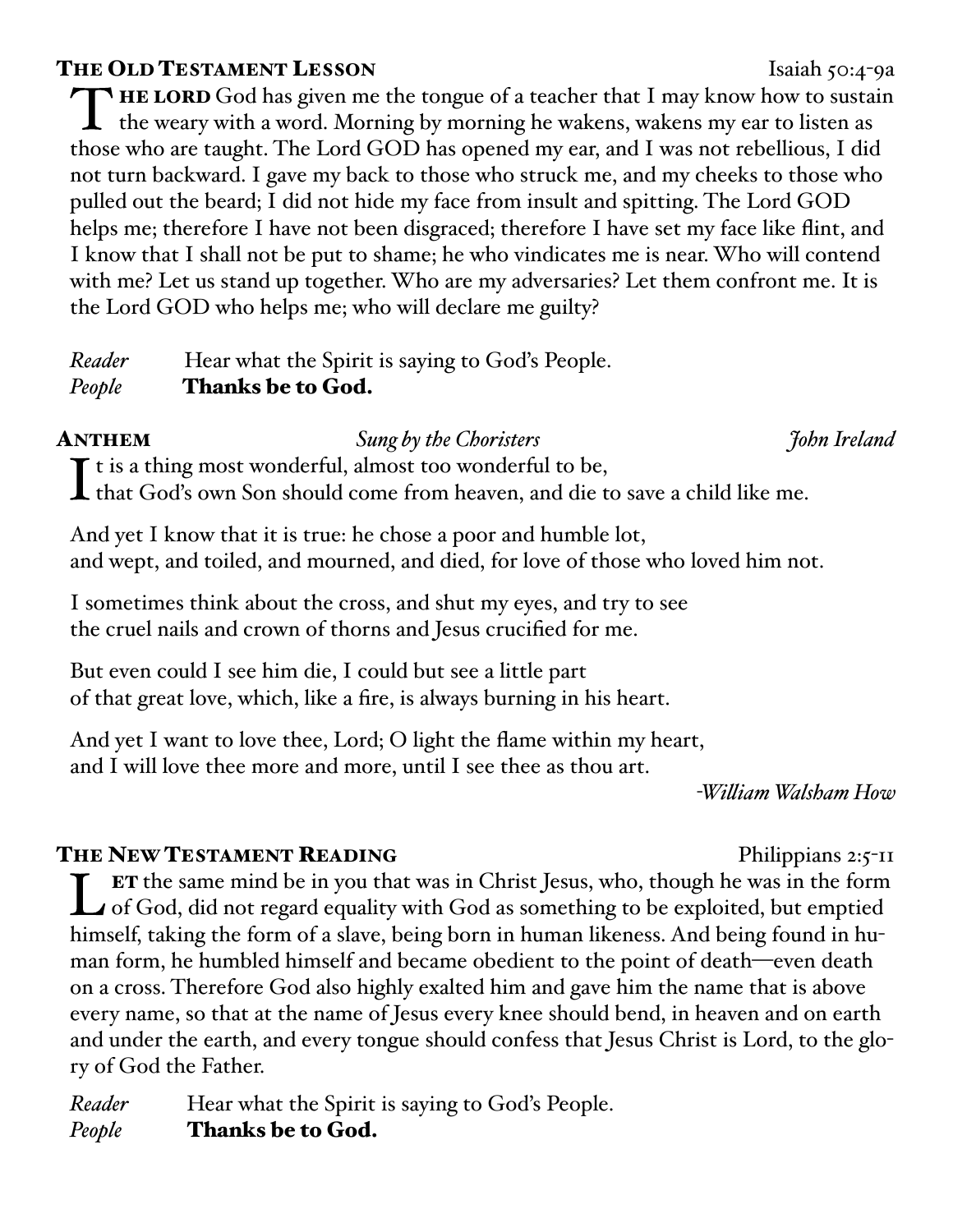## The Old Testament Lesson

Isaiah 50:4-9a

**The Lord** God has given me the tongue of a teacher that I may know how to sustain the weary with a word. Morning by morning he wakens, wakens my ear to listen as those who are taught. The Lord GOD has opened my ear, and I was not rebellious, I did not turn backward. I gave my back to those who struck me, and my cheeks to those who pulled out the beard; I did not hide my face from insult and spitting. The Lord GOD helps me; therefore I have not been disgraced; therefore I have set my face like flint, and I know that I shall not be put to shame; he who vindicates me is near. Who will contend with me? Let us stand up together. Who are my adversaries? Let them confront me. It is the Lord GOD who helps me; who will declare me guilty?

*Reader* Hear what the Spirit is saying to God's People.
*People* **Thanks be to God.**

## Anthem

*Sung by the Choristers* *John Ireland*

It is a thing most wonderful, almost too wonderful to be,
that God's own Son should come from heaven, and die to save a child like me.

And yet I know that it is true: he chose a poor and humble lot,
and wept, and toiled, and mourned, and died, for love of those who loved him not.

I sometimes think about the cross, and shut my eyes, and try to see
the cruel nails and crown of thorns and Jesus crucified for me.

But even could I see him die, I could but see a little part
of that great love, which, like a fire, is always burning in his heart.

And yet I want to love thee, Lord; O light the flame within my heart,
and I will love thee more and more, until I see thee as thou art.

*-William Walsham How*

## The New Testament Reading

Philippians 2:5-11

**Let** the same mind be in you that was in Christ Jesus, who, though he was in the form of God, did not regard equality with God as something to be exploited, but emptied himself, taking the form of a slave, being born in human likeness. And being found in human form, he humbled himself and became obedient to the point of death—even death on a cross. Therefore God also highly exalted him and gave him the name that is above every name, so that at the name of Jesus every knee should bend, in heaven and on earth and under the earth, and every tongue should confess that Jesus Christ is Lord, to the glory of God the Father.

*Reader* Hear what the Spirit is saying to God's People.
*People* **Thanks be to God.**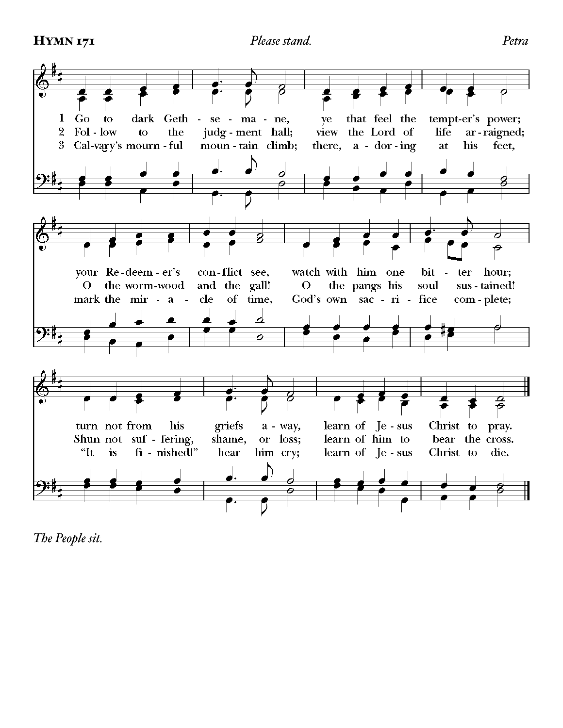**Hymn 171** *Please stand.* *Petra*

1 Go to dark Geth-se-ma-ne, ye that feel the tempt-er's power;
your Re-deem-er's con-flict see, watch with him one bit-ter hour;
turn not from his griefs a-way, learn of Je-sus Christ to pray.

2 Fol-low to the judg-ment hall; view the Lord of life ar-raigned;
O the worm-wood and the gall! O the pangs his soul sus-tained!
Shun not suf-fering, shame, or loss; learn of him to bear the cross.

3 Cal-vary's mourn-ful moun-tain climb; there, a-dor-ing at his feet,
mark the mir-a-cle of time, God's own sac-ri-fice com-plete;
"It is fi-nished!" hear him cry; learn of Je-sus Christ to die.

*The People sit.*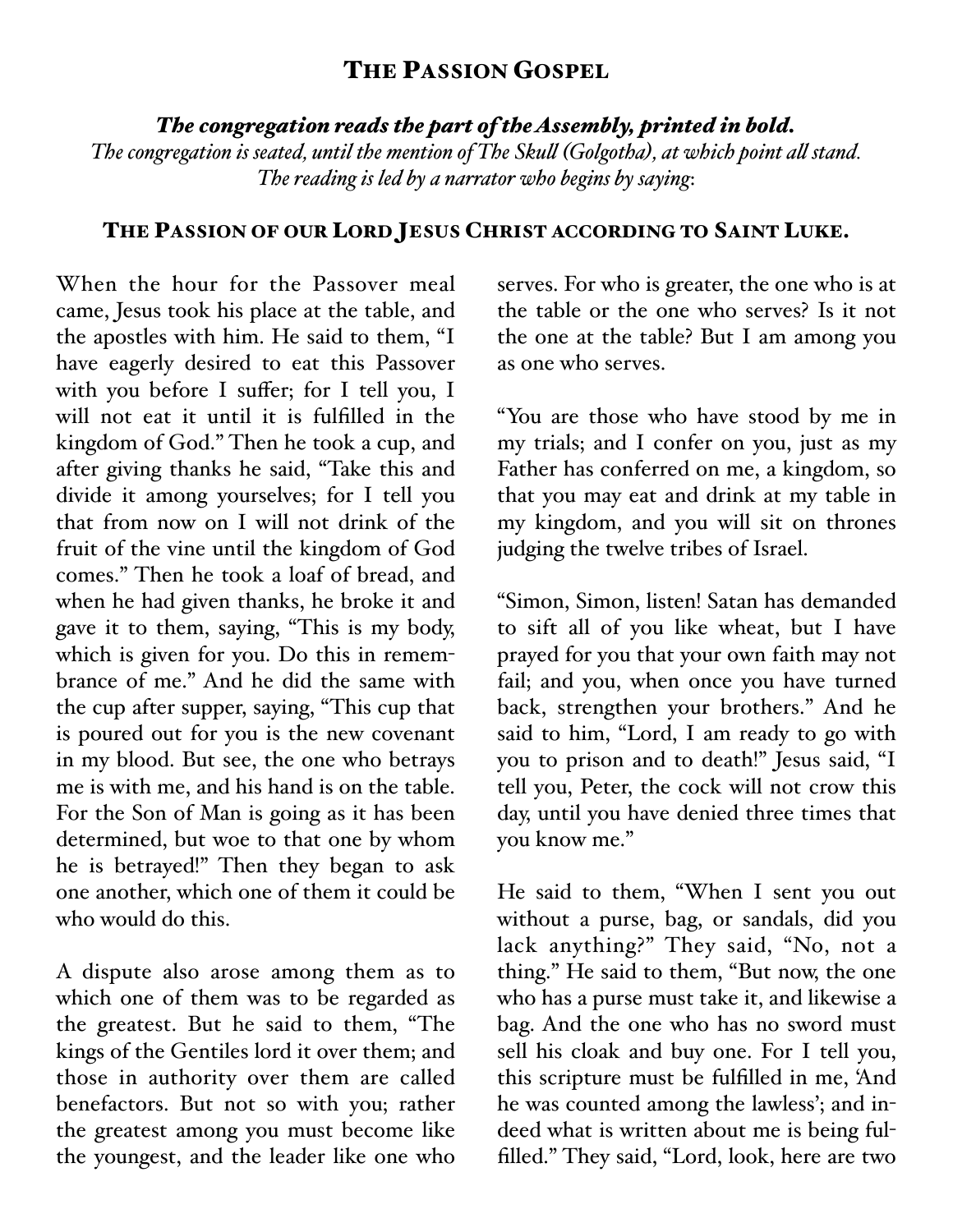## The Passion Gospel

***The congregation reads the part of the Assembly, printed in bold.***

*The congregation is seated, until the mention of The Skull (Golgotha), at which point all stand. The reading is led by a narrator who begins by saying:*

### The Passion of our Lord Jesus Christ according to Saint Luke.

When the hour for the Passover meal came, Jesus took his place at the table, and the apostles with him. He said to them, "I have eagerly desired to eat this Passover with you before I suffer; for I tell you, I will not eat it until it is fulfilled in the kingdom of God." Then he took a cup, and after giving thanks he said, "Take this and divide it among yourselves; for I tell you that from now on I will not drink of the fruit of the vine until the kingdom of God comes." Then he took a loaf of bread, and when he had given thanks, he broke it and gave it to them, saying, "This is my body, which is given for you. Do this in remembrance of me." And he did the same with the cup after supper, saying, "This cup that is poured out for you is the new covenant in my blood. But see, the one who betrays me is with me, and his hand is on the table. For the Son of Man is going as it has been determined, but woe to that one by whom he is betrayed!" Then they began to ask one another, which one of them it could be who would do this.

A dispute also arose among them as to which one of them was to be regarded as the greatest. But he said to them, "The kings of the Gentiles lord it over them; and those in authority over them are called benefactors. But not so with you; rather the greatest among you must become like the youngest, and the leader like one who serves. For who is greater, the one who is at the table or the one who serves? Is it not the one at the table? But I am among you as one who serves.

"You are those who have stood by me in my trials; and I confer on you, just as my Father has conferred on me, a kingdom, so that you may eat and drink at my table in my kingdom, and you will sit on thrones judging the twelve tribes of Israel.

"Simon, Simon, listen! Satan has demanded to sift all of you like wheat, but I have prayed for you that your own faith may not fail; and you, when once you have turned back, strengthen your brothers." And he said to him, "Lord, I am ready to go with you to prison and to death!" Jesus said, "I tell you, Peter, the cock will not crow this day, until you have denied three times that you know me."

He said to them, "When I sent you out without a purse, bag, or sandals, did you lack anything?" They said, "No, not a thing." He said to them, "But now, the one who has a purse must take it, and likewise a bag. And the one who has no sword must sell his cloak and buy one. For I tell you, this scripture must be fulfilled in me, 'And he was counted among the lawless'; and indeed what is written about me is being fulfilled." They said, "Lord, look, here are two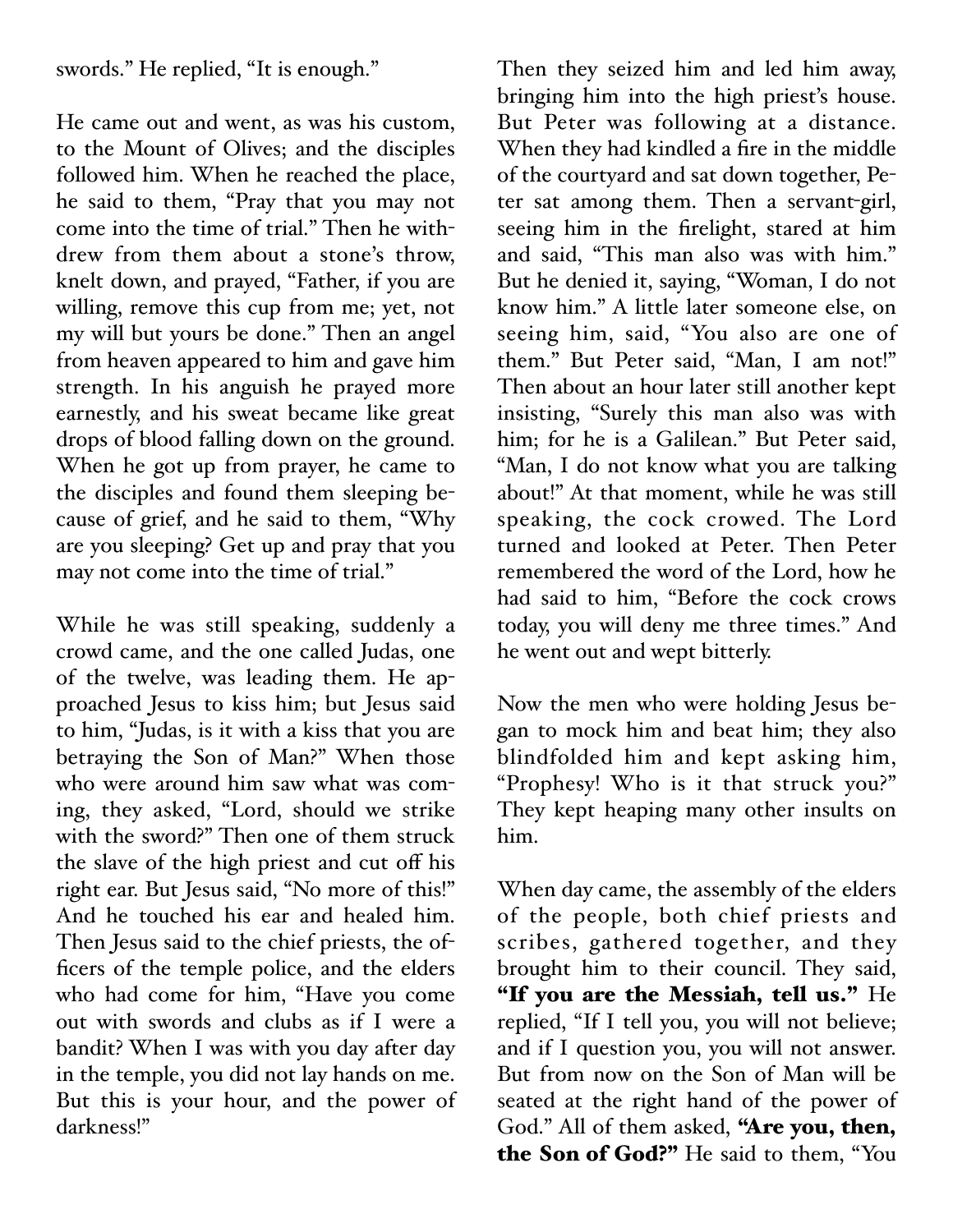swords." He replied, "It is enough."

He came out and went, as was his custom, to the Mount of Olives; and the disciples followed him. When he reached the place, he said to them, "Pray that you may not come into the time of trial." Then he withdrew from them about a stone's throw, knelt down, and prayed, "Father, if you are willing, remove this cup from me; yet, not my will but yours be done." Then an angel from heaven appeared to him and gave him strength. In his anguish he prayed more earnestly, and his sweat became like great drops of blood falling down on the ground. When he got up from prayer, he came to the disciples and found them sleeping because of grief, and he said to them, "Why are you sleeping? Get up and pray that you may not come into the time of trial."

While he was still speaking, suddenly a crowd came, and the one called Judas, one of the twelve, was leading them. He approached Jesus to kiss him; but Jesus said to him, "Judas, is it with a kiss that you are betraying the Son of Man?" When those who were around him saw what was coming, they asked, "Lord, should we strike with the sword?" Then one of them struck the slave of the high priest and cut off his right ear. But Jesus said, "No more of this!" And he touched his ear and healed him. Then Jesus said to the chief priests, the officers of the temple police, and the elders who had come for him, "Have you come out with swords and clubs as if I were a bandit? When I was with you day after day in the temple, you did not lay hands on me. But this is your hour, and the power of darkness!"

Then they seized him and led him away, bringing him into the high priest's house. But Peter was following at a distance. When they had kindled a fire in the middle of the courtyard and sat down together, Peter sat among them. Then a servant-girl, seeing him in the firelight, stared at him and said, "This man also was with him." But he denied it, saying, "Woman, I do not know him." A little later someone else, on seeing him, said, "You also are one of them." But Peter said, "Man, I am not!" Then about an hour later still another kept insisting, "Surely this man also was with him; for he is a Galilean." But Peter said, "Man, I do not know what you are talking about!" At that moment, while he was still speaking, the cock crowed. The Lord turned and looked at Peter. Then Peter remembered the word of the Lord, how he had said to him, "Before the cock crows today, you will deny me three times." And he went out and wept bitterly.

Now the men who were holding Jesus began to mock him and beat him; they also blindfolded him and kept asking him, "Prophesy! Who is it that struck you?" They kept heaping many other insults on him.

When day came, the assembly of the elders of the people, both chief priests and scribes, gathered together, and they brought him to their council. They said, **"If you are the Messiah, tell us."** He replied, "If I tell you, you will not believe; and if I question you, you will not answer. But from now on the Son of Man will be seated at the right hand of the power of God." All of them asked, **"Are you, then, the Son of God?"** He said to them, "You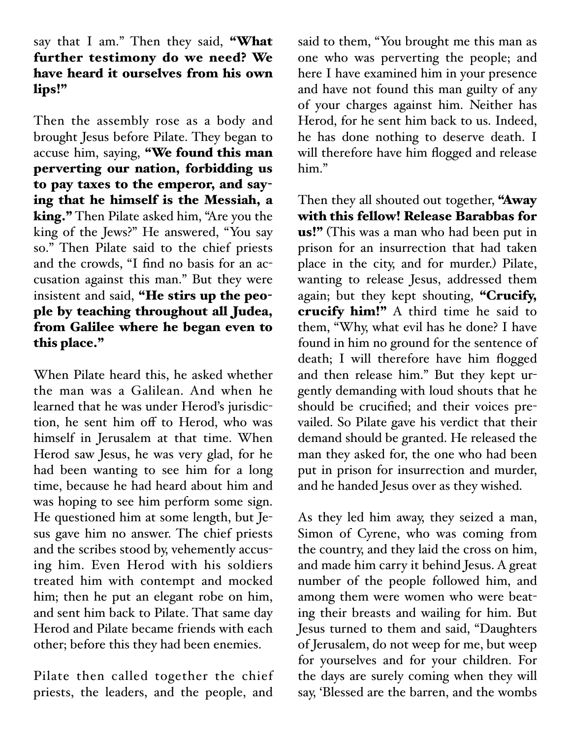say that I am." Then they said, **"What further testimony do we need? We have heard it ourselves from his own lips!"**

Then the assembly rose as a body and brought Jesus before Pilate. They began to accuse him, saying, **"We found this man perverting our nation, forbidding us to pay taxes to the emperor, and saying that he himself is the Messiah, a king."** Then Pilate asked him, "Are you the king of the Jews?" He answered, "You say so." Then Pilate said to the chief priests and the crowds, "I find no basis for an accusation against this man." But they were insistent and said, **"He stirs up the people by teaching throughout all Judea, from Galilee where he began even to this place."**

When Pilate heard this, he asked whether the man was a Galilean. And when he learned that he was under Herod's jurisdiction, he sent him off to Herod, who was himself in Jerusalem at that time. When Herod saw Jesus, he was very glad, for he had been wanting to see him for a long time, because he had heard about him and was hoping to see him perform some sign. He questioned him at some length, but Jesus gave him no answer. The chief priests and the scribes stood by, vehemently accusing him. Even Herod with his soldiers treated him with contempt and mocked him; then he put an elegant robe on him, and sent him back to Pilate. That same day Herod and Pilate became friends with each other; before this they had been enemies.

Pilate then called together the chief priests, the leaders, and the people, and said to them, "You brought me this man as one who was perverting the people; and here I have examined him in your presence and have not found this man guilty of any of your charges against him. Neither has Herod, for he sent him back to us. Indeed, he has done nothing to deserve death. I will therefore have him flogged and release him."

Then they all shouted out together, **"Away with this fellow! Release Barabbas for us!"** (This was a man who had been put in prison for an insurrection that had taken place in the city, and for murder.) Pilate, wanting to release Jesus, addressed them again; but they kept shouting, **"Crucify, crucify him!"** A third time he said to them, "Why, what evil has he done? I have found in him no ground for the sentence of death; I will therefore have him flogged and then release him." But they kept urgently demanding with loud shouts that he should be crucified; and their voices prevailed. So Pilate gave his verdict that their demand should be granted. He released the man they asked for, the one who had been put in prison for insurrection and murder, and he handed Jesus over as they wished.

As they led him away, they seized a man, Simon of Cyrene, who was coming from the country, and they laid the cross on him, and made him carry it behind Jesus. A great number of the people followed him, and among them were women who were beating their breasts and wailing for him. But Jesus turned to them and said, "Daughters of Jerusalem, do not weep for me, but weep for yourselves and for your children. For the days are surely coming when they will say, 'Blessed are the barren, and the wombs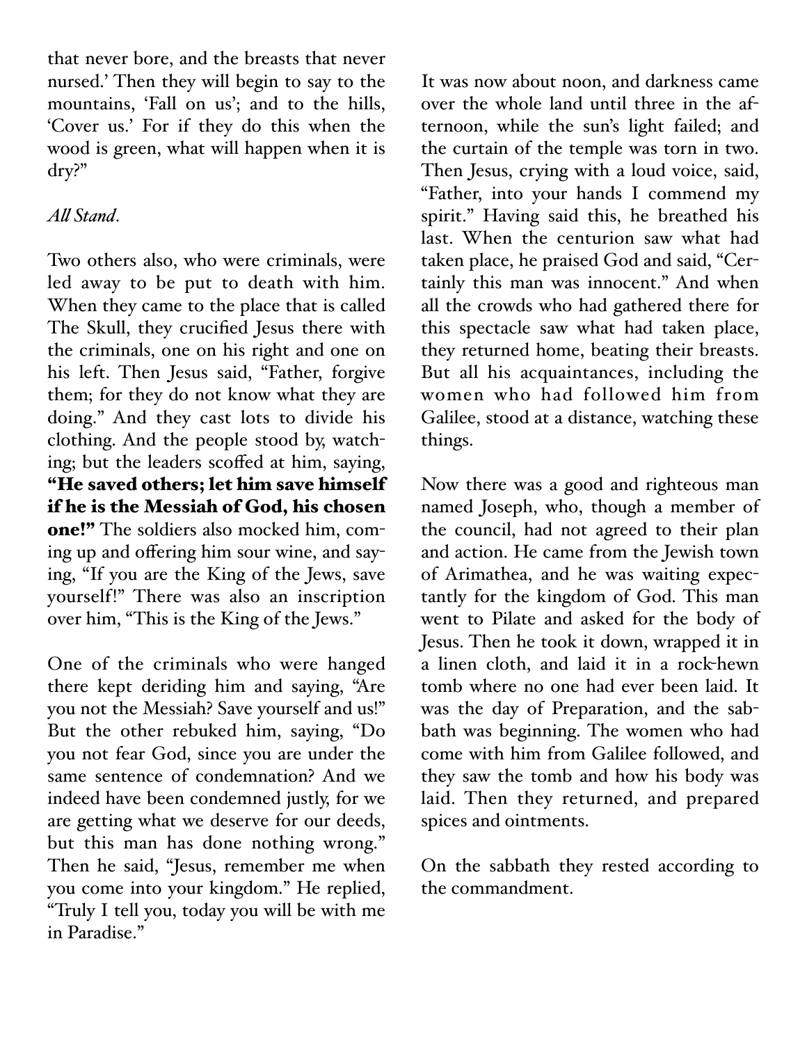that never bore, and the breasts that never nursed.' Then they will begin to say to the mountains, 'Fall on us'; and to the hills, 'Cover us.' For if they do this when the wood is green, what will happen when it is dry?"

*All Stand.*

Two others also, who were criminals, were led away to be put to death with him. When they came to the place that is called The Skull, they crucified Jesus there with the criminals, one on his right and one on his left. Then Jesus said, "Father, forgive them; for they do not know what they are doing." And they cast lots to divide his clothing. And the people stood by, watching; but the leaders scoffed at him, saying, **"He saved others; let him save himself if he is the Messiah of God, his chosen one!"** The soldiers also mocked him, coming up and offering him sour wine, and saying, "If you are the King of the Jews, save yourself!" There was also an inscription over him, "This is the King of the Jews."

One of the criminals who were hanged there kept deriding him and saying, "Are you not the Messiah? Save yourself and us!" But the other rebuked him, saying, "Do you not fear God, since you are under the same sentence of condemnation? And we indeed have been condemned justly, for we are getting what we deserve for our deeds, but this man has done nothing wrong." Then he said, "Jesus, remember me when you come into your kingdom." He replied, "Truly I tell you, today you will be with me in Paradise."

It was now about noon, and darkness came over the whole land until three in the afternoon, while the sun's light failed; and the curtain of the temple was torn in two. Then Jesus, crying with a loud voice, said, "Father, into your hands I commend my spirit." Having said this, he breathed his last. When the centurion saw what had taken place, he praised God and said, "Certainly this man was innocent." And when all the crowds who had gathered there for this spectacle saw what had taken place, they returned home, beating their breasts. But all his acquaintances, including the women who had followed him from Galilee, stood at a distance, watching these things.

Now there was a good and righteous man named Joseph, who, though a member of the council, had not agreed to their plan and action. He came from the Jewish town of Arimathea, and he was waiting expectantly for the kingdom of God. This man went to Pilate and asked for the body of Jesus. Then he took it down, wrapped it in a linen cloth, and laid it in a rock-hewn tomb where no one had ever been laid. It was the day of Preparation, and the sabbath was beginning. The women who had come with him from Galilee followed, and they saw the tomb and how his body was laid. Then they returned, and prepared spices and ointments.

On the sabbath they rested according to the commandment.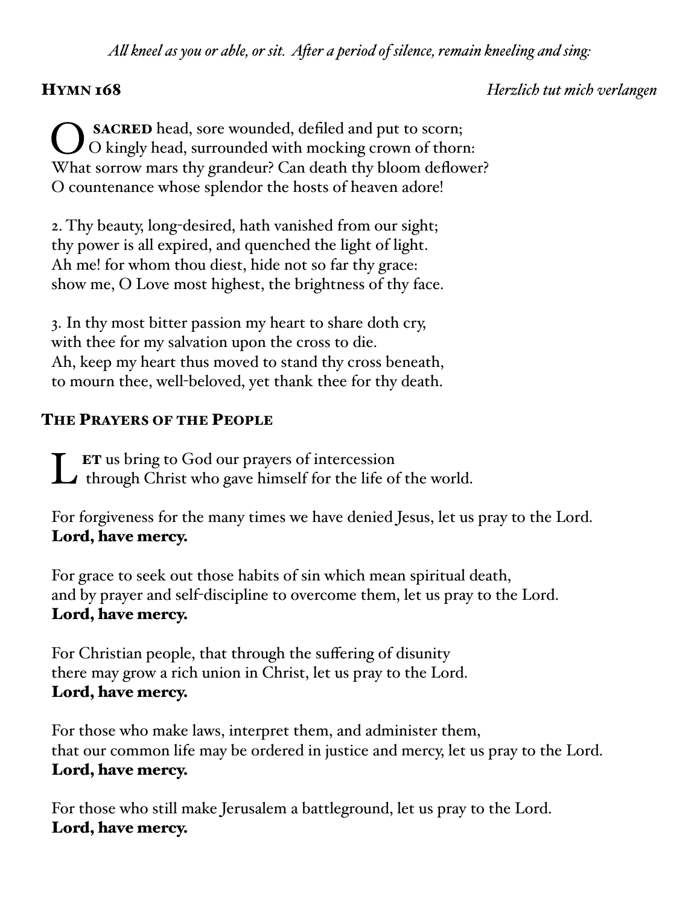*All kneel as you or able, or sit. After a period of silence, remain kneeling and sing:*

## HYMN 168 *Herzlich tut mich verlangen*

O SACRED head, sore wounded, defiled and put to scorn;
O kingly head, surrounded with mocking crown of thorn:
What sorrow mars thy grandeur? Can death thy bloom deflower?
O countenance whose splendor the hosts of heaven adore!

2. Thy beauty, long-desired, hath vanished from our sight;
thy power is all expired, and quenched the light of light.
Ah me! for whom thou diest, hide not so far thy grace:
show me, O Love most highest, the brightness of thy face.

3. In thy most bitter passion my heart to share doth cry,
with thee for my salvation upon the cross to die.
Ah, keep my heart thus moved to stand thy cross beneath,
to mourn thee, well-beloved, yet thank thee for thy death.

## THE PRAYERS OF THE PEOPLE

LET us bring to God our prayers of intercession
through Christ who gave himself for the life of the world.

For forgiveness for the many times we have denied Jesus, let us pray to the Lord.
**Lord, have mercy.**

For grace to seek out those habits of sin which mean spiritual death,
and by prayer and self-discipline to overcome them, let us pray to the Lord.
**Lord, have mercy.**

For Christian people, that through the suffering of disunity
there may grow a rich union in Christ, let us pray to the Lord.
**Lord, have mercy.**

For those who make laws, interpret them, and administer them,
that our common life may be ordered in justice and mercy, let us pray to the Lord.
**Lord, have mercy.**

For those who still make Jerusalem a battleground, let us pray to the Lord.
**Lord, have mercy.**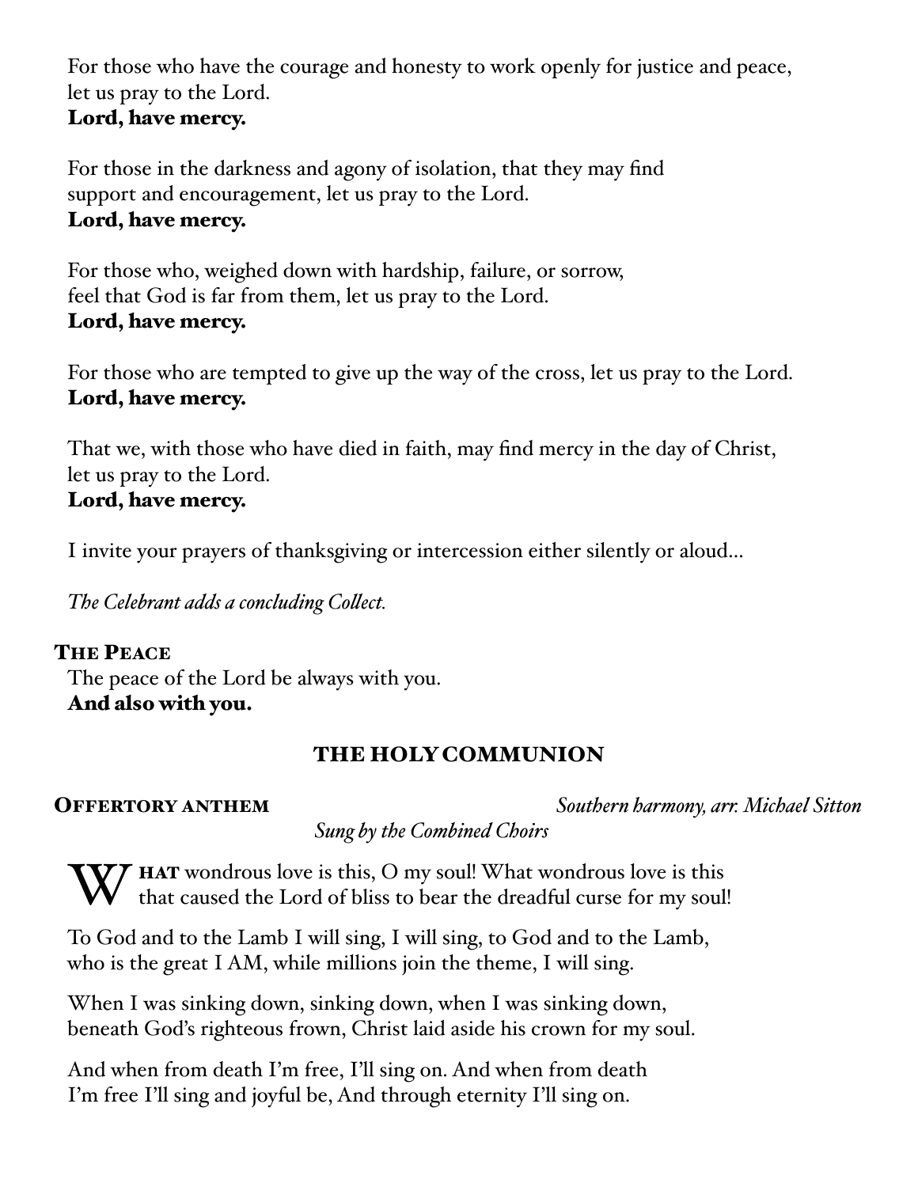For those who have the courage and honesty to work openly for justice and peace, let us pray to the Lord.
**Lord, have mercy.**

For those in the darkness and agony of isolation, that they may find support and encouragement, let us pray to the Lord.
**Lord, have mercy.**

For those who, weighed down with hardship, failure, or sorrow, feel that God is far from them, let us pray to the Lord.
**Lord, have mercy.**

For those who are tempted to give up the way of the cross, let us pray to the Lord.
**Lord, have mercy.**

That we, with those who have died in faith, may find mercy in the day of Christ, let us pray to the Lord.
**Lord, have mercy.**

I invite your prayers of thanksgiving or intercession either silently or aloud...

*The Celebrant adds a concluding Collect.*

**The Peace**

The peace of the Lord be always with you.
**And also with you.**

## THE HOLY COMMUNION

**Offertory anthem** *Southern harmony, arr. Michael Sitton*

*Sung by the Combined Choirs*

What wondrous love is this, O my soul! What wondrous love is this that caused the Lord of bliss to bear the dreadful curse for my soul!

To God and to the Lamb I will sing, I will sing, to God and to the Lamb, who is the great I AM, while millions join the theme, I will sing.

When I was sinking down, sinking down, when I was sinking down, beneath God's righteous frown, Christ laid aside his crown for my soul.

And when from death I'm free, I'll sing on. And when from death I'm free I'll sing and joyful be, And through eternity I'll sing on.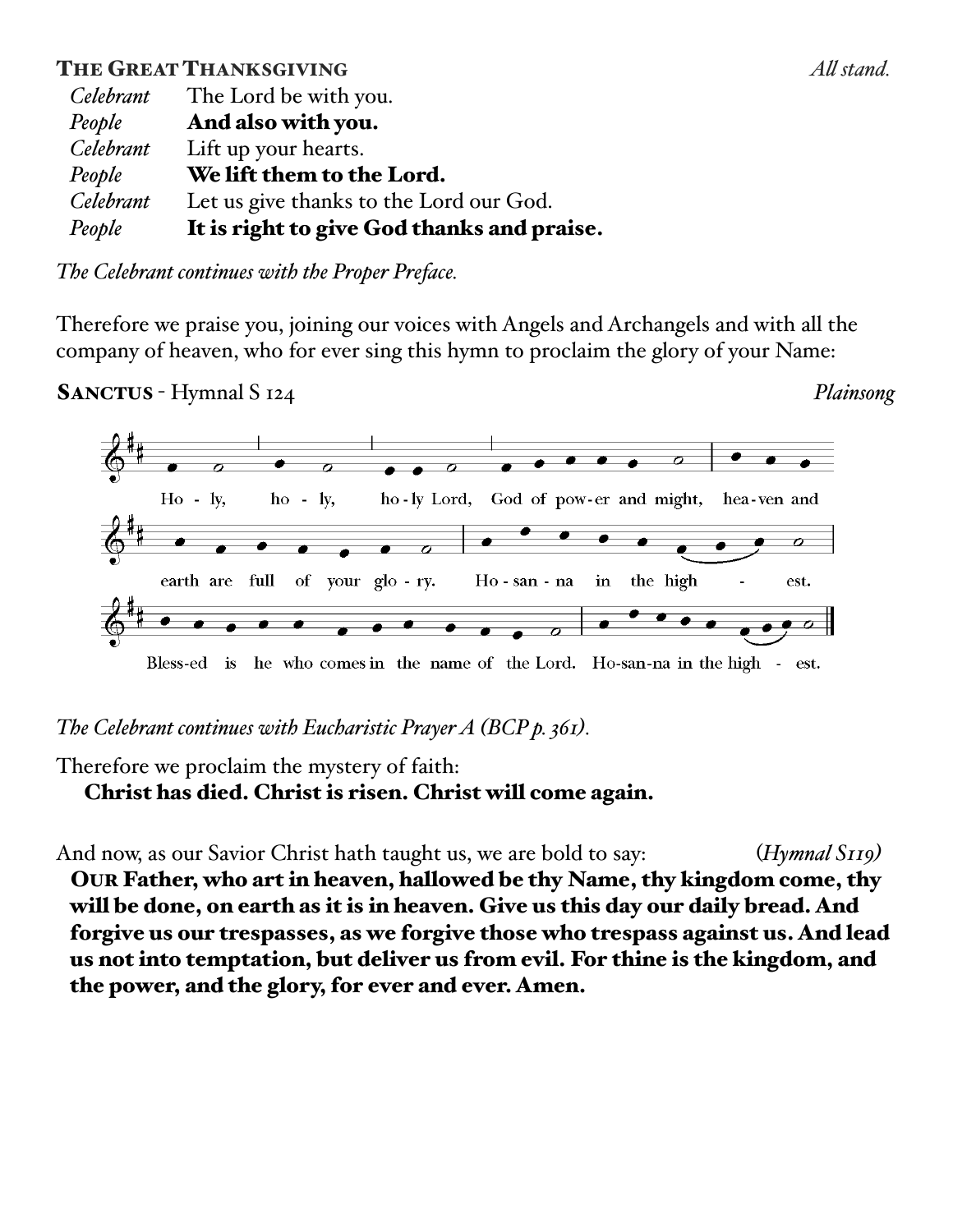## The Great Thanksgiving *All stand.*

*Celebrant* The Lord be with you.
*People* **And also with you.**
*Celebrant* Lift up your hearts.
*People* **We lift them to the Lord.**
*Celebrant* Let us give thanks to the Lord our God.
*People* **It is right to give God thanks and praise.**

*The Celebrant continues with the Proper Preface.*

Therefore we praise you, joining our voices with Angels and Archangels and with all the company of heaven, who for ever sing this hymn to proclaim the glory of your Name:

**Sanctus** - Hymnal S 124 *Plainsong*

Ho - ly, ho - ly, ho - ly Lord, God of pow - er and might, hea - ven and earth are full of your glo - ry. Ho - san - na in the high - est.

Bless-ed is he who comes in the name of the Lord. Ho-san-na in the high - est.

*The Celebrant continues with Eucharistic Prayer A (BCP p. 361).*

Therefore we proclaim the mystery of faith:
**Christ has died. Christ is risen. Christ will come again.**

And now, as our Savior Christ hath taught us, we are bold to say: (*Hymnal S119*)
**Our Father, who art in heaven, hallowed be thy Name, thy kingdom come, thy will be done, on earth as it is in heaven. Give us this day our daily bread. And forgive us our trespasses, as we forgive those who trespass against us. And lead us not into temptation, but deliver us from evil. For thine is the kingdom, and the power, and the glory, for ever and ever. Amen.**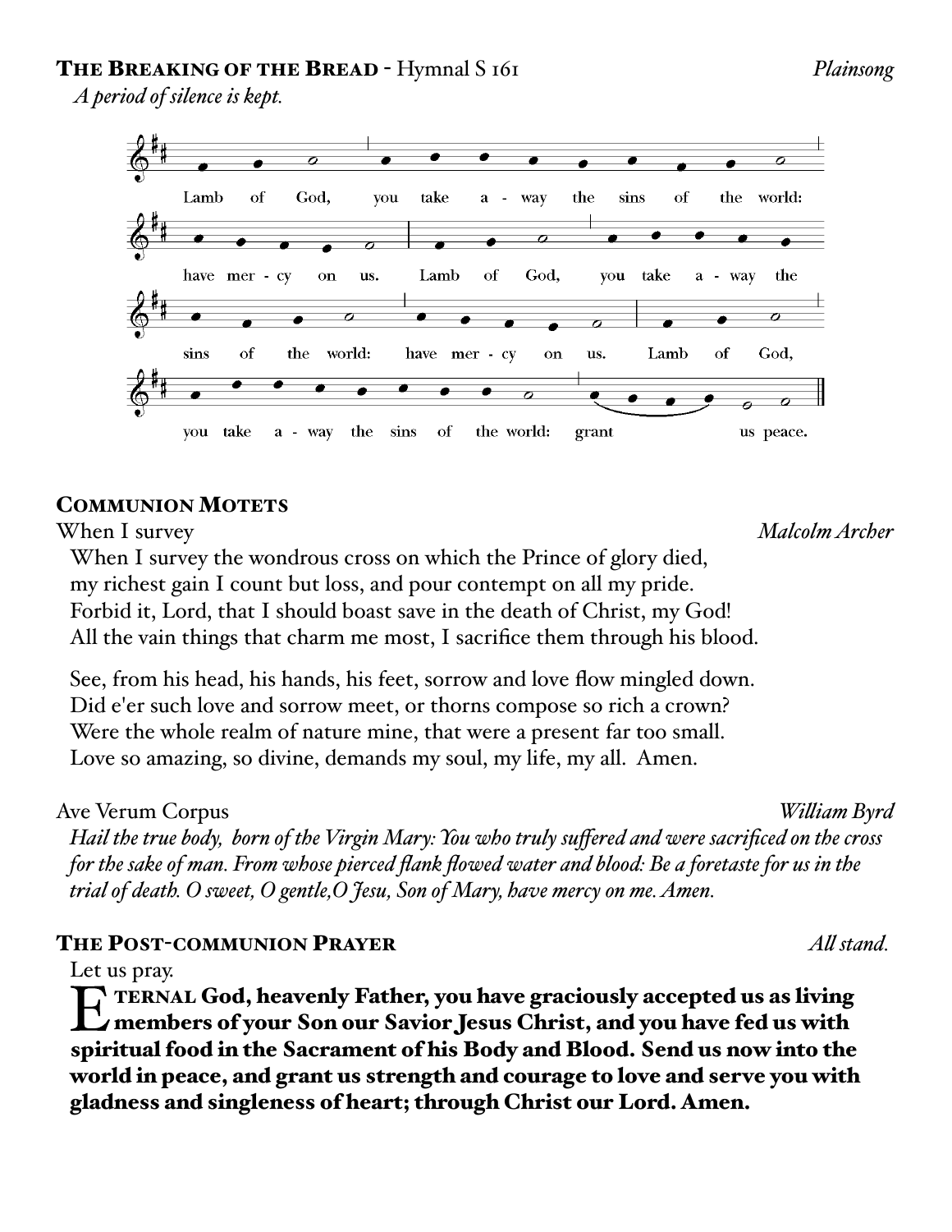**The Breaking of the Bread** - Hymnal S 161 *Plainsong*

*A period of silence is kept.*

Lamb of God, you take away the sins of the world: have mercy on us. Lamb of God, you take away the sins of the world: have mercy on us. Lamb of God, you take away the sins of the world: grant us peace.

## Communion Motets

When I survey *Malcolm Archer*

When I survey the wondrous cross on which the Prince of glory died,
my richest gain I count but loss, and pour contempt on all my pride.
Forbid it, Lord, that I should boast save in the death of Christ, my God!
All the vain things that charm me most, I sacrifice them through his blood.

See, from his head, his hands, his feet, sorrow and love flow mingled down.
Did e'er such love and sorrow meet, or thorns compose so rich a crown?
Were the whole realm of nature mine, that were a present far too small.
Love so amazing, so divine, demands my soul, my life, my all. Amen.

Ave Verum Corpus *William Byrd*

*Hail the true body, born of the Virgin Mary: You who truly suffered and were sacrificed on the cross for the sake of man. From whose pierced flank flowed water and blood: Be a foretaste for us in the trial of death. O sweet, O gentle,O Jesu, Son of Mary, have mercy on me. Amen.*

## The Post-communion Prayer *All stand.*

Let us pray.

**Eternal God, heavenly Father, you have graciously accepted us as living members of your Son our Savior Jesus Christ, and you have fed us with spiritual food in the Sacrament of his Body and Blood. Send us now into the world in peace, and grant us strength and courage to love and serve you with gladness and singleness of heart; through Christ our Lord. Amen.**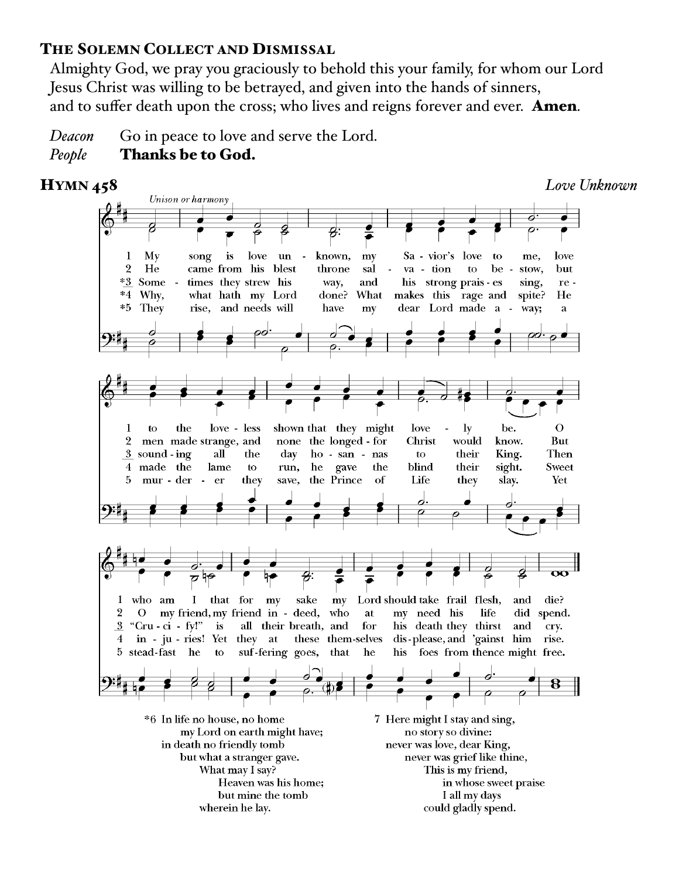## The Solemn Collect and Dismissal

Almighty God, we pray you graciously to behold this your family, for whom our Lord Jesus Christ was willing to be betrayed, and given into the hands of sinners, and to suffer death upon the cross; who lives and reigns forever and ever. **Amen**.

*Deacon* Go in peace to love and serve the Lord.
*People* **Thanks be to God.**

## Hymn 458

*Love Unknown*

*Unison or harmony*

1 My song is love unknown, my Savior's love to me, love to the loveless shown that they might lovely be. O who am I that for my sake my Lord should take frail flesh, and die?

2 He came from his blest throne salvation to bestow, but men made strange, and none the longed-for Christ would know. But O my friend, my friend indeed, who at my need his life did spend.

*3 Sometimes they strew his way, and his strong praises sing, resounding all the day hosannas to their King. Then "Crucify!" is all their breath, and for his death they thirst and cry.

*4 Why, what hath my Lord done? What makes this rage and spite? He made the lame to run, he gave the blind their sight. Sweet injuries! Yet they at these themselves displease, and 'gainst him rise.

*5 They rise, and needs will have my dear Lord made away; a murderer they save, the Prince of Life they slay. Yet steadfast he to suffering goes, that he his foes from thence might free.

*6 In life no house, no home
my Lord on earth might have;
in death no friendly tomb
but what a stranger gave.
What may I say?
Heaven was his home;
but mine the tomb
wherein he lay.

7 Here might I stay and sing,
no story so divine:
never was love, dear King,
never was grief like thine.
This is my friend,
in whose sweet praise
I all my days
could gladly spend.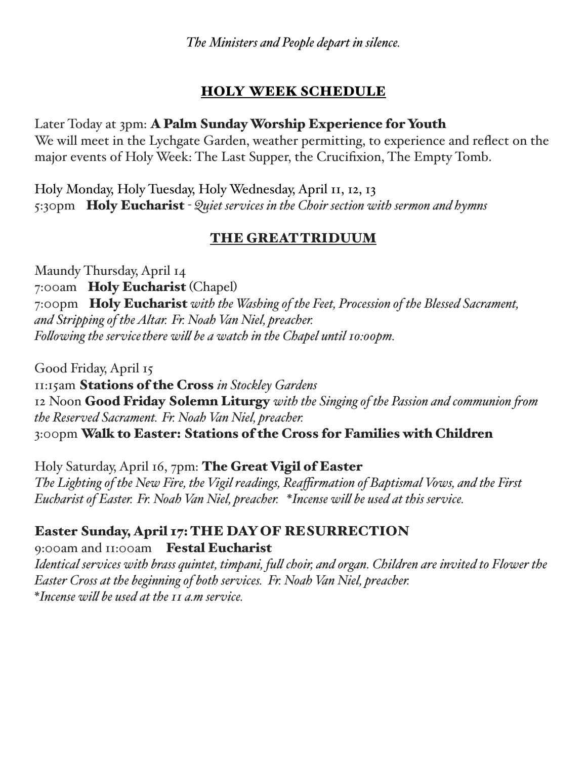*The Ministers and People depart in silence.*

## HOLY WEEK SCHEDULE

Later Today at 3pm: **A Palm Sunday Worship Experience for Youth**
We will meet in the Lychgate Garden, weather permitting, to experience and reflect on the major events of Holy Week: The Last Supper, the Crucifixion, The Empty Tomb.

Holy Monday, Holy Tuesday, Holy Wednesday, April 11, 12, 13
5:30pm **Holy Eucharist** - *Quiet services in the Choir section with sermon and hymns*

## THE GREAT TRIDUUM

Maundy Thursday, April 14
7:00am **Holy Eucharist** (Chapel)
7:00pm **Holy Eucharist** *with the Washing of the Feet, Procession of the Blessed Sacrament, and Stripping of the Altar. Fr. Noah Van Niel, preacher.*
*Following the service there will be a watch in the Chapel until 10:00pm.*

Good Friday, April 15
11:15am **Stations of the Cross** *in Stockley Gardens*
12 Noon **Good Friday Solemn Liturgy** *with the Singing of the Passion and communion from the Reserved Sacrament. Fr. Noah Van Niel, preacher.*
3:00pm **Walk to Easter: Stations of the Cross for Families with Children**

Holy Saturday, April 16, 7pm: **The Great Vigil of Easter**
*The Lighting of the New Fire, the Vigil readings, Reaffirmation of Baptismal Vows, and the First Eucharist of Easter. Fr. Noah Van Niel, preacher. *Incense will be used at this service.*

**Easter Sunday, April 17: THE DAY OF RESURRECTION**
9:00am and 11:00am **Festal Eucharist**
*Identical services with brass quintet, timpani, full choir, and organ. Children are invited to Flower the Easter Cross at the beginning of both services. Fr. Noah Van Niel, preacher.*
**Incense will be used at the 11 a.m service.*